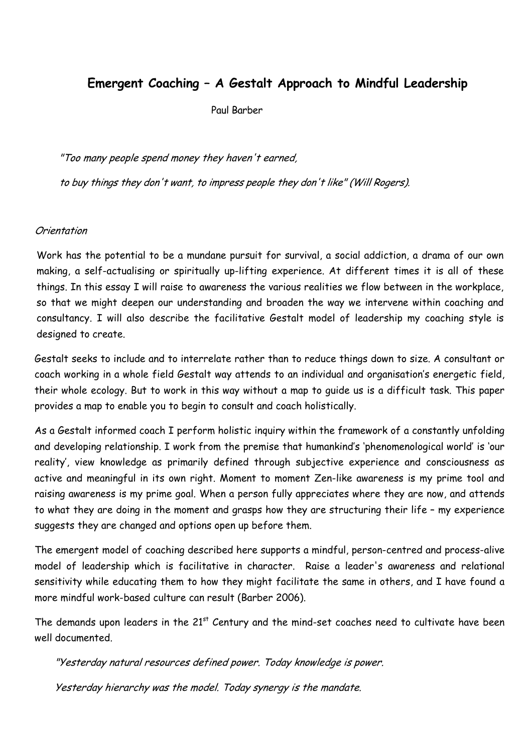# Emergent Coaching – A Gestalt Approach to Mindful Leadership

Paul Barber

> *"Too many people spend money they haven't earned,*
>
> *to buy things they don't want, to impress people they don't like" (Will Rogers).*

*Orientation*

Work has the potential to be a mundane pursuit for survival, a social addiction, a drama of our own making, a self-actualising or spiritually up-lifting experience. At different times it is all of these things. In this essay I will raise to awareness the various realities we flow between in the workplace, so that we might deepen our understanding and broaden the way we intervene within coaching and consultancy. I will also describe the facilitative Gestalt model of leadership my coaching style is designed to create.

Gestalt seeks to include and to interrelate rather than to reduce things down to size. A consultant or coach working in a whole field Gestalt way attends to an individual and organisation's energetic field, their whole ecology. But to work in this way without a map to guide us is a difficult task. This paper provides a map to enable you to begin to consult and coach holistically.

As a Gestalt informed coach I perform holistic inquiry within the framework of a constantly unfolding and developing relationship. I work from the premise that humankind's 'phenomenological world' is 'our reality', view knowledge as primarily defined through subjective experience and consciousness as active and meaningful in its own right. Moment to moment Zen-like awareness is my prime tool and raising awareness is my prime goal. When a person fully appreciates where they are now, and attends to what they are doing in the moment and grasps how they are structuring their life – my experience suggests they are changed and options open up before them.

The emergent model of coaching described here supports a mindful, person-centred and process-alive model of leadership which is facilitative in character. Raise a leader's awareness and relational sensitivity while educating them to how they might facilitate the same in others, and I have found a more mindful work-based culture can result (Barber 2006).

The demands upon leaders in the 21st Century and the mind-set coaches need to cultivate have been well documented.

> *"Yesterday natural resources defined power. Today knowledge is power.*
>
> *Yesterday hierarchy was the model. Today synergy is the mandate.*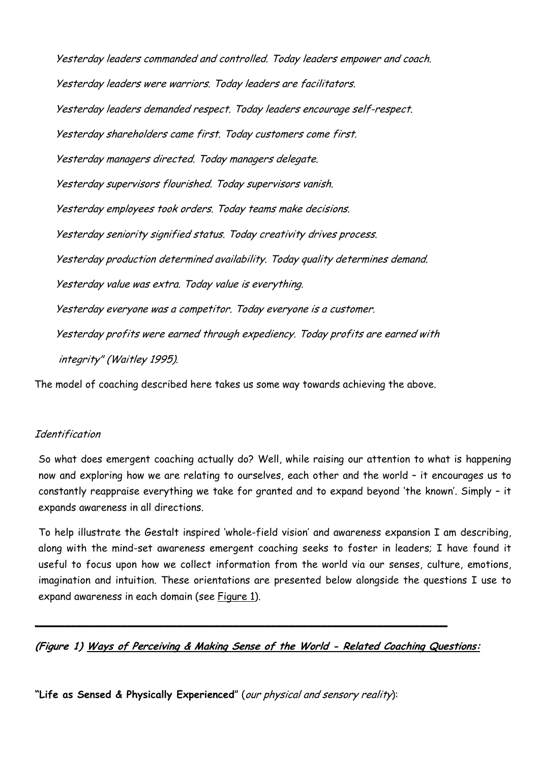*Yesterday leaders commanded and controlled. Today leaders empower and coach.*

*Yesterday leaders were warriors. Today leaders are facilitators.*

*Yesterday leaders demanded respect. Today leaders encourage self-respect.*

*Yesterday shareholders came first. Today customers come first.*

*Yesterday managers directed. Today managers delegate.*

*Yesterday supervisors flourished. Today supervisors vanish.*

*Yesterday employees took orders. Today teams make decisions.*

*Yesterday seniority signified status. Today creativity drives process.*

*Yesterday production determined availability. Today quality determines demand.*

*Yesterday value was extra. Today value is everything.*

*Yesterday everyone was a competitor. Today everyone is a customer.*

*Yesterday profits were earned through expediency. Today profits are earned with integrity" (Waitley 1995).*

The model of coaching described here takes us some way towards achieving the above.

*Identification*

So what does emergent coaching actually do? Well, while raising our attention to what is happening now and exploring how we are relating to ourselves, each other and the world – it encourages us to constantly reappraise everything we take for granted and to expand beyond 'the known'. Simply – it expands awareness in all directions.

To help illustrate the Gestalt inspired 'whole-field vision' and awareness expansion I am describing, along with the mind-set awareness emergent coaching seeks to foster in leaders; I have found it useful to focus upon how we collect information from the world via our senses, culture, emotions, imagination and intuition. These orientations are presented below alongside the questions I use to expand awareness in each domain (see Figure 1).

---

***(Figure 1) Ways of Perceiving & Making Sense of the World - Related Coaching Questions:***

**"Life as Sensed & Physically Experienced"** (*our physical and sensory reality*):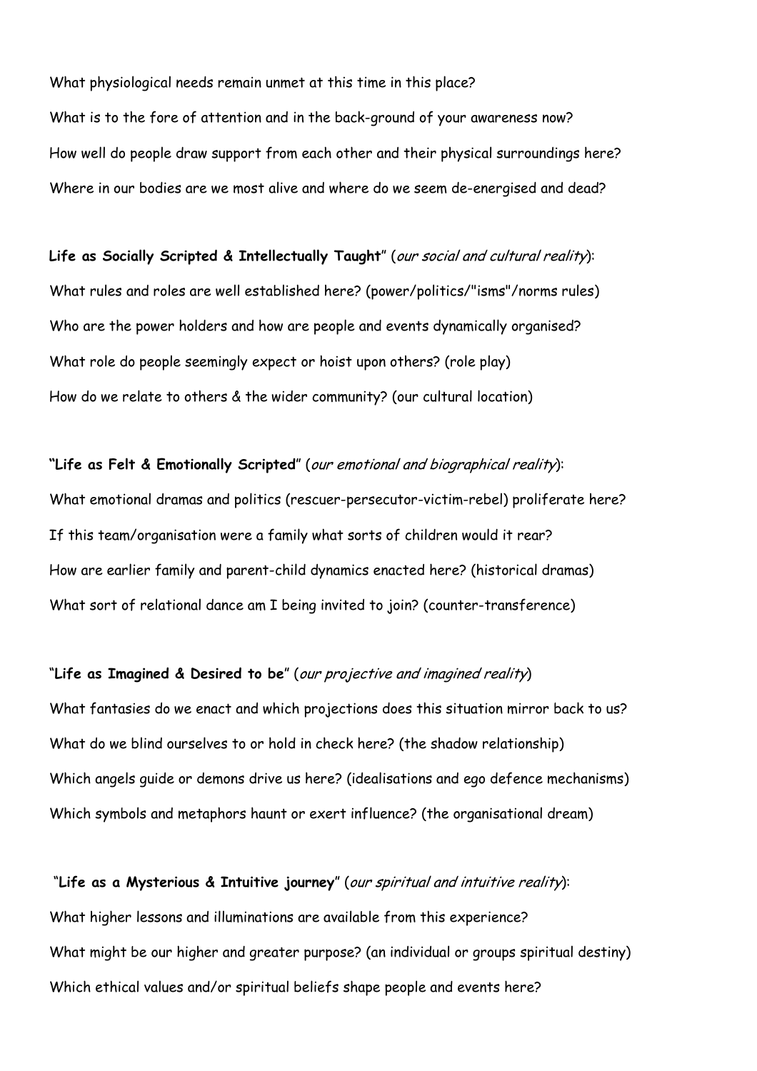What physiological needs remain unmet at this time in this place?

What is to the fore of attention and in the back-ground of your awareness now?

How well do people draw support from each other and their physical surroundings here?

Where in our bodies are we most alive and where do we seem de-energised and dead?

**Life as Socially Scripted & Intellectually Taught**" (*our social and cultural reality*):

What rules and roles are well established here? (power/politics/"isms"/norms rules)

Who are the power holders and how are people and events dynamically organised?

What role do people seemingly expect or hoist upon others? (role play)

How do we relate to others & the wider community? (our cultural location)

**"Life as Felt & Emotionally Scripted"** (*our emotional and biographical reality*):

What emotional dramas and politics (rescuer-persecutor-victim-rebel) proliferate here?

If this team/organisation were a family what sorts of children would it rear?

How are earlier family and parent-child dynamics enacted here? (historical dramas)

What sort of relational dance am I being invited to join? (counter-transference)

"**Life as Imagined & Desired to be**" (*our projective and imagined reality*)

What fantasies do we enact and which projections does this situation mirror back to us?

What do we blind ourselves to or hold in check here? (the shadow relationship)

Which angels guide or demons drive us here? (idealisations and ego defence mechanisms)

Which symbols and metaphors haunt or exert influence? (the organisational dream)

"**Life as a Mysterious & Intuitive journey**" (*our spiritual and intuitive reality*):

What higher lessons and illuminations are available from this experience?

What might be our higher and greater purpose? (an individual or groups spiritual destiny)

Which ethical values and/or spiritual beliefs shape people and events here?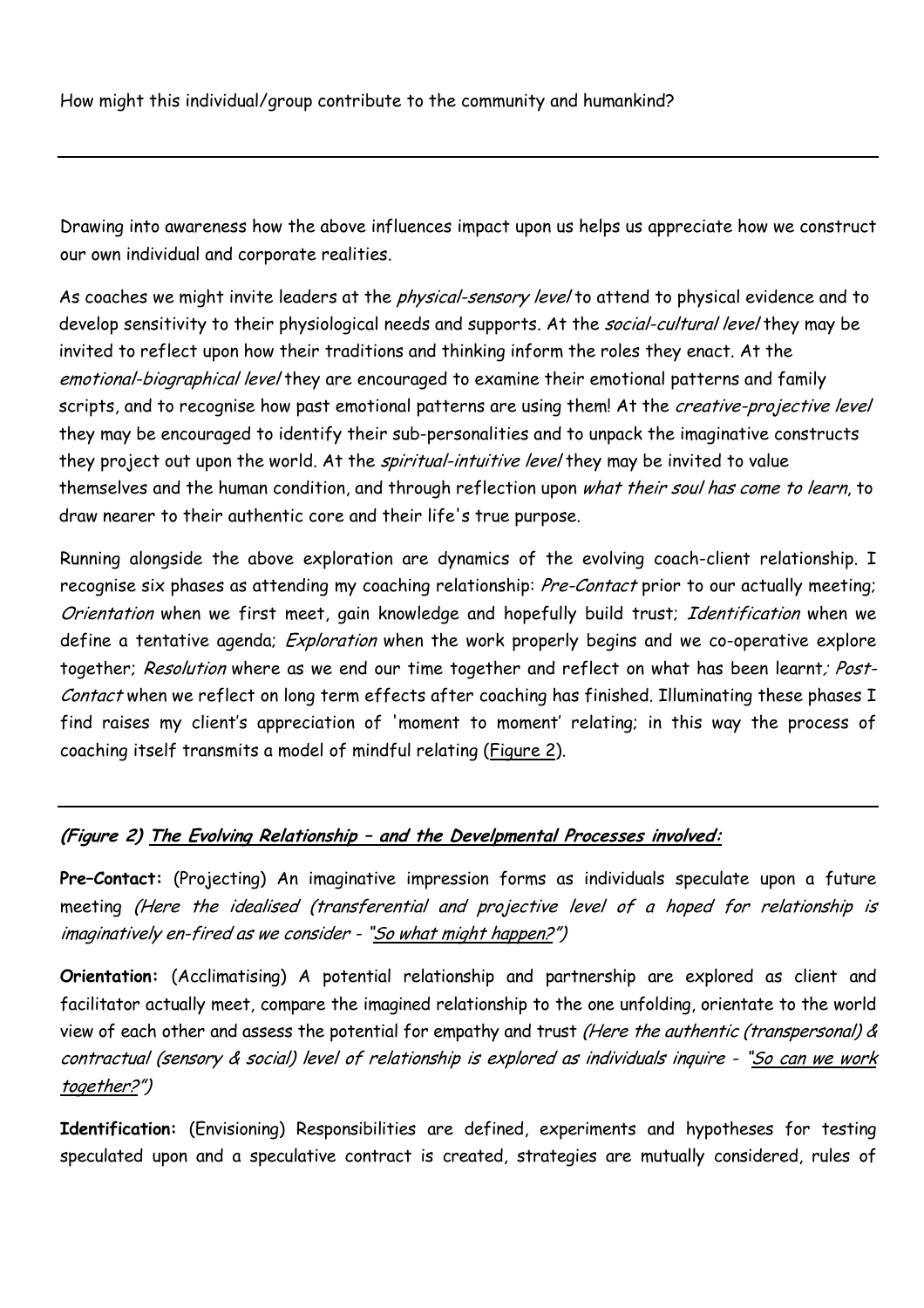How might this individual/group contribute to the community and humankind?

---

Drawing into awareness how the above influences impact upon us helps us appreciate how we construct our own individual and corporate realities.

As coaches we might invite leaders at the *physical-sensory level* to attend to physical evidence and to develop sensitivity to their physiological needs and supports. At the *social-cultural level* they may be invited to reflect upon how their traditions and thinking inform the roles they enact. At the *emotional-biographical level* they are encouraged to examine their emotional patterns and family scripts, and to recognise how past emotional patterns are using them! At the *creative-projective level* they may be encouraged to identify their sub-personalities and to unpack the imaginative constructs they project out upon the world. At the *spiritual-intuitive level* they may be invited to value themselves and the human condition, and through reflection upon *what their soul has come to learn*, to draw nearer to their authentic core and their life's true purpose.

Running alongside the above exploration are dynamics of the evolving coach-client relationship. I recognise six phases as attending my coaching relationship: *Pre-Contact* prior to our actually meeting; *Orientation* when we first meet, gain knowledge and hopefully build trust; *Identification* when we define a tentative agenda; *Exploration* when the work properly begins and we co-operative explore together; *Resolution* where as we end our time together and reflect on what has been learnt; *Post-Contact* when we reflect on long term effects after coaching has finished. Illuminating these phases I find raises my client's appreciation of 'moment to moment' relating; in this way the process of coaching itself transmits a model of mindful relating (Figure 2).

---

***(Figure 2) The Evolving Relationship – and the Develpmental Processes involved:***

**Pre–Contact:** (Projecting) An imaginative impression forms as individuals speculate upon a future meeting *(Here the idealised (transferential and projective level of a hoped for relationship is imaginatively en-fired as we consider - "So what might happen?")*

**Orientation:** (Acclimatising) A potential relationship and partnership are explored as client and facilitator actually meet, compare the imagined relationship to the one unfolding, orientate to the world view of each other and assess the potential for empathy and trust *(Here the authentic (transpersonal) & contractual (sensory & social) level of relationship is explored as individuals inquire - "So can we work together?")*

**Identification:** (Envisioning) Responsibilities are defined, experiments and hypotheses for testing speculated upon and a speculative contract is created, strategies are mutually considered, rules of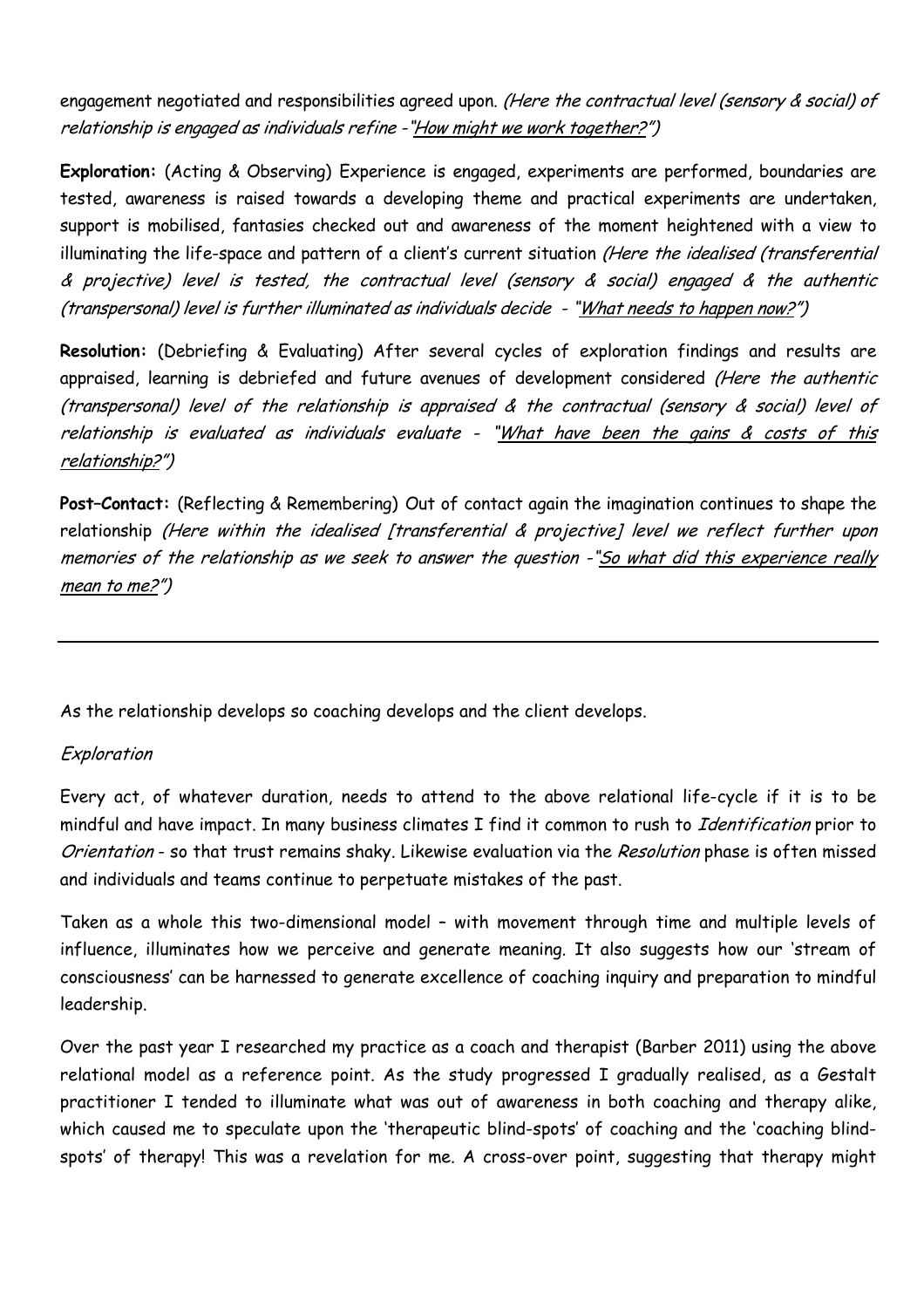engagement negotiated and responsibilities agreed upon. *(Here the contractual level (sensory & social) of relationship is engaged as individuals refine -"How might we work together?")*

**Exploration:** (Acting & Observing) Experience is engaged, experiments are performed, boundaries are tested, awareness is raised towards a developing theme and practical experiments are undertaken, support is mobilised, fantasies checked out and awareness of the moment heightened with a view to illuminating the life-space and pattern of a client's current situation *(Here the idealised (transferential & projective) level is tested, the contractual level (sensory & social) engaged & the authentic (transpersonal) level is further illuminated as individuals decide - "What needs to happen now?")*

**Resolution:** (Debriefing & Evaluating) After several cycles of exploration findings and results are appraised, learning is debriefed and future avenues of development considered *(Here the authentic (transpersonal) level of the relationship is appraised & the contractual (sensory & social) level of relationship is evaluated as individuals evaluate - "What have been the gains & costs of this relationship?")*

**Post–Contact:** (Reflecting & Remembering) Out of contact again the imagination continues to shape the relationship *(Here within the idealised [transferential & projective] level we reflect further upon memories of the relationship as we seek to answer the question -"So what did this experience really mean to me?")*

---

As the relationship develops so coaching develops and the client develops.

*Exploration*

Every act, of whatever duration, needs to attend to the above relational life-cycle if it is to be mindful and have impact. In many business climates I find it common to rush to *Identification* prior to *Orientation* - so that trust remains shaky. Likewise evaluation via the *Resolution* phase is often missed and individuals and teams continue to perpetuate mistakes of the past.

Taken as a whole this two-dimensional model – with movement through time and multiple levels of influence, illuminates how we perceive and generate meaning. It also suggests how our 'stream of consciousness' can be harnessed to generate excellence of coaching inquiry and preparation to mindful leadership.

Over the past year I researched my practice as a coach and therapist (Barber 2011) using the above relational model as a reference point. As the study progressed I gradually realised, as a Gestalt practitioner I tended to illuminate what was out of awareness in both coaching and therapy alike, which caused me to speculate upon the 'therapeutic blind-spots' of coaching and the 'coaching blind-spots' of therapy! This was a revelation for me. A cross-over point, suggesting that therapy might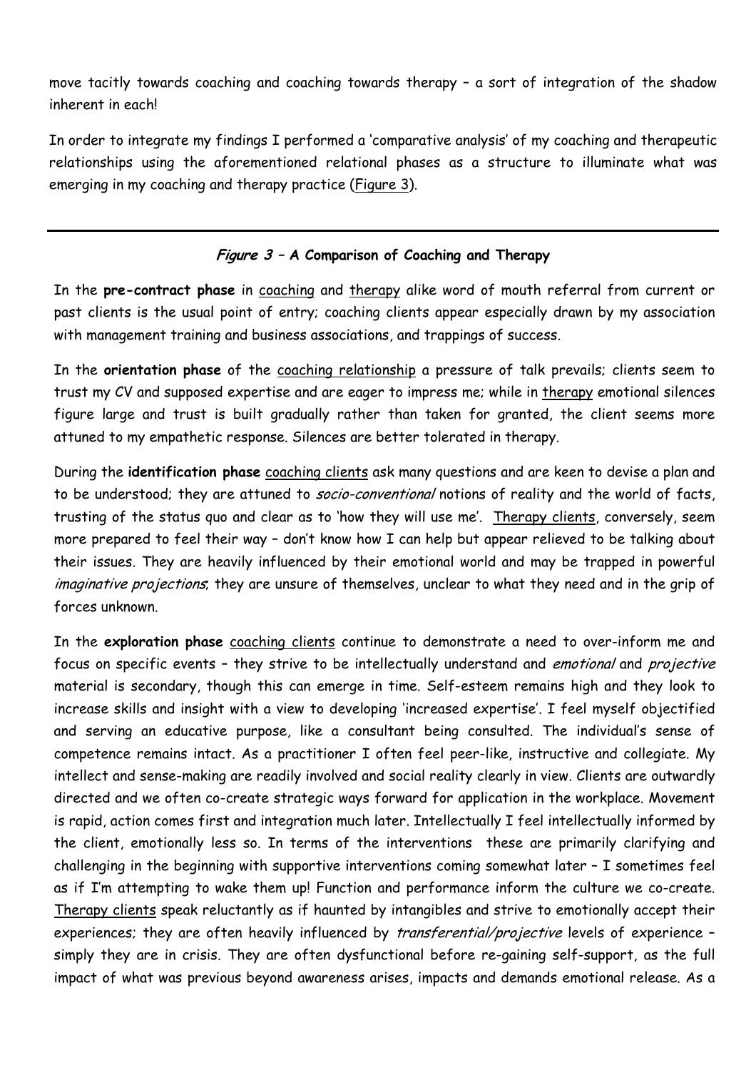move tacitly towards coaching and coaching towards therapy – a sort of integration of the shadow inherent in each!

In order to integrate my findings I performed a 'comparative analysis' of my coaching and therapeutic relationships using the aforementioned relational phases as a structure to illuminate what was emerging in my coaching and therapy practice (Figure 3).

---

### *Figure 3* – A Comparison of Coaching and Therapy

In the **pre-contract phase** in coaching and therapy alike word of mouth referral from current or past clients is the usual point of entry; coaching clients appear especially drawn by my association with management training and business associations, and trappings of success.

In the **orientation phase** of the coaching relationship a pressure of talk prevails; clients seem to trust my CV and supposed expertise and are eager to impress me; while in therapy emotional silences figure large and trust is built gradually rather than taken for granted, the client seems more attuned to my empathetic response. Silences are better tolerated in therapy.

During the **identification phase** coaching clients ask many questions and are keen to devise a plan and to be understood; they are attuned to *socio-conventional* notions of reality and the world of facts, trusting of the status quo and clear as to 'how they will use me'. Therapy clients, conversely, seem more prepared to feel their way – don't know how I can help but appear relieved to be talking about their issues. They are heavily influenced by their emotional world and may be trapped in powerful *imaginative projections*; they are unsure of themselves, unclear to what they need and in the grip of forces unknown.

In the **exploration phase** coaching clients continue to demonstrate a need to over-inform me and focus on specific events – they strive to be intellectually understand and *emotional* and *projective* material is secondary, though this can emerge in time. Self-esteem remains high and they look to increase skills and insight with a view to developing 'increased expertise'. I feel myself objectified and serving an educative purpose, like a consultant being consulted. The individual's sense of competence remains intact. As a practitioner I often feel peer-like, instructive and collegiate. My intellect and sense-making are readily involved and social reality clearly in view. Clients are outwardly directed and we often co-create strategic ways forward for application in the workplace. Movement is rapid, action comes first and integration much later. Intellectually I feel intellectually informed by the client, emotionally less so. In terms of the interventions these are primarily clarifying and challenging in the beginning with supportive interventions coming somewhat later – I sometimes feel as if I'm attempting to wake them up! Function and performance inform the culture we co-create. Therapy clients speak reluctantly as if haunted by intangibles and strive to emotionally accept their experiences; they are often heavily influenced by *transferential/projective* levels of experience – simply they are in crisis. They are often dysfunctional before re-gaining self-support, as the full impact of what was previous beyond awareness arises, impacts and demands emotional release. As a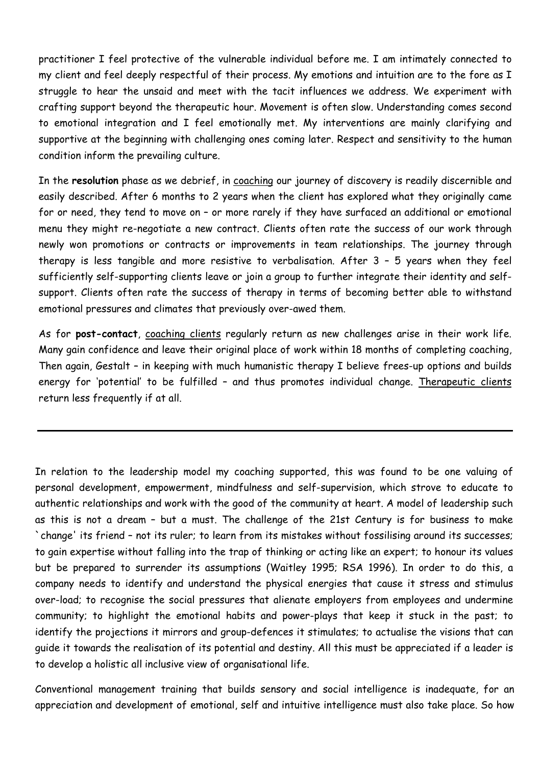practitioner I feel protective of the vulnerable individual before me. I am intimately connected to my client and feel deeply respectful of their process. My emotions and intuition are to the fore as I struggle to hear the unsaid and meet with the tacit influences we address. We experiment with crafting support beyond the therapeutic hour. Movement is often slow. Understanding comes second to emotional integration and I feel emotionally met. My interventions are mainly clarifying and supportive at the beginning with challenging ones coming later. Respect and sensitivity to the human condition inform the prevailing culture.

In the **resolution** phase as we debrief, in coaching our journey of discovery is readily discernible and easily described. After 6 months to 2 years when the client has explored what they originally came for or need, they tend to move on – or more rarely if they have surfaced an additional or emotional menu they might re-negotiate a new contract. Clients often rate the success of our work through newly won promotions or contracts or improvements in team relationships. The journey through therapy is less tangible and more resistive to verbalisation. After 3 – 5 years when they feel sufficiently self-supporting clients leave or join a group to further integrate their identity and self-support. Clients often rate the success of therapy in terms of becoming better able to withstand emotional pressures and climates that previously over-awed them.

As for **post-contact**, coaching clients regularly return as new challenges arise in their work life. Many gain confidence and leave their original place of work within 18 months of completing coaching, Then again, Gestalt – in keeping with much humanistic therapy I believe frees-up options and builds energy for 'potential' to be fulfilled – and thus promotes individual change. Therapeutic clients return less frequently if at all.

---

In relation to the leadership model my coaching supported, this was found to be one valuing of personal development, empowerment, mindfulness and self-supervision, which strove to educate to authentic relationships and work with the good of the community at heart. A model of leadership such as this is not a dream – but a must. The challenge of the 21st Century is for business to make `change' its friend – not its ruler; to learn from its mistakes without fossilising around its successes; to gain expertise without falling into the trap of thinking or acting like an expert; to honour its values but be prepared to surrender its assumptions (Waitley 1995; RSA 1996). In order to do this, a company needs to identify and understand the physical energies that cause it stress and stimulus over-load; to recognise the social pressures that alienate employers from employees and undermine community; to highlight the emotional habits and power-plays that keep it stuck in the past; to identify the projections it mirrors and group-defences it stimulates; to actualise the visions that can guide it towards the realisation of its potential and destiny. All this must be appreciated if a leader is to develop a holistic all inclusive view of organisational life.

Conventional management training that builds sensory and social intelligence is inadequate, for an appreciation and development of emotional, self and intuitive intelligence must also take place. So how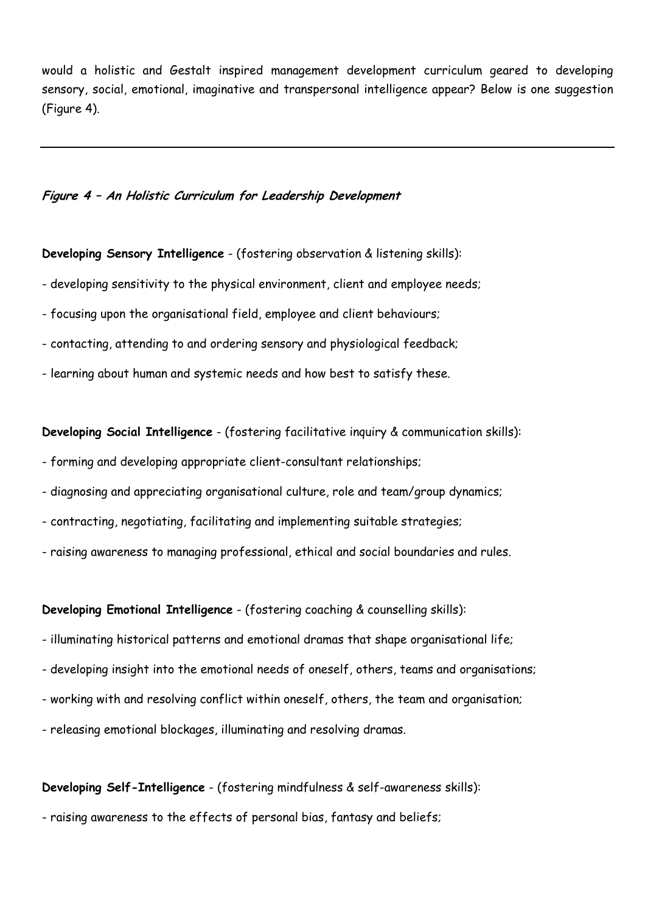would a holistic and Gestalt inspired management development curriculum geared to developing sensory, social, emotional, imaginative and transpersonal intelligence appear? Below is one suggestion (Figure 4).

---

***Figure 4 – An Holistic Curriculum for Leadership Development***

**Developing Sensory Intelligence** - (fostering observation & listening skills):

- developing sensitivity to the physical environment, client and employee needs;
- focusing upon the organisational field, employee and client behaviours;
- contacting, attending to and ordering sensory and physiological feedback;
- learning about human and systemic needs and how best to satisfy these.

**Developing Social Intelligence** - (fostering facilitative inquiry & communication skills):

- forming and developing appropriate client-consultant relationships;
- diagnosing and appreciating organisational culture, role and team/group dynamics;
- contracting, negotiating, facilitating and implementing suitable strategies;
- raising awareness to managing professional, ethical and social boundaries and rules.

**Developing Emotional Intelligence** - (fostering coaching & counselling skills):

- illuminating historical patterns and emotional dramas that shape organisational life;
- developing insight into the emotional needs of oneself, others, teams and organisations;
- working with and resolving conflict within oneself, others, the team and organisation;
- releasing emotional blockages, illuminating and resolving dramas.

**Developing Self-Intelligence** - (fostering mindfulness & self-awareness skills):

- raising awareness to the effects of personal bias, fantasy and beliefs;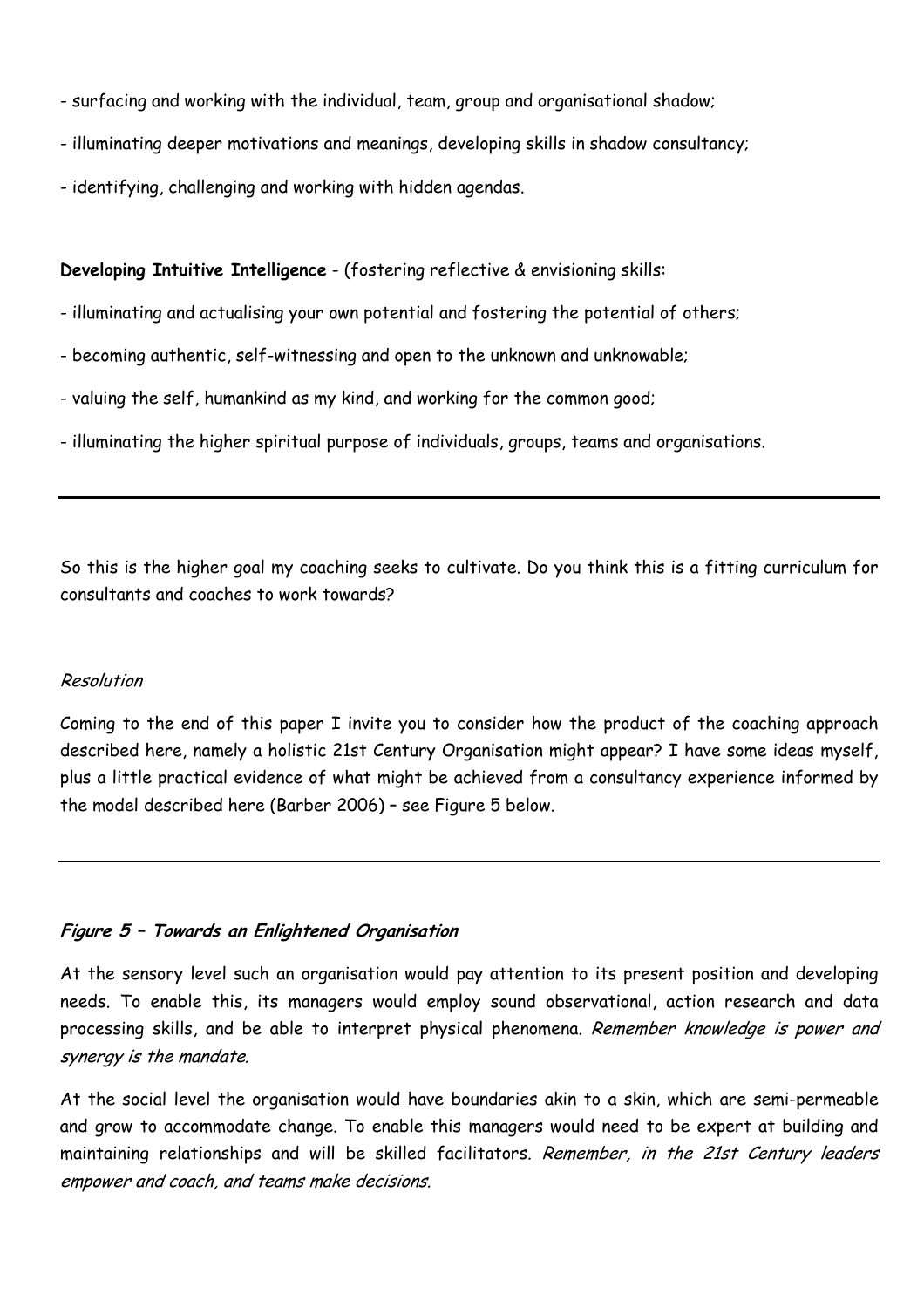- surfacing and working with the individual, team, group and organisational shadow;

- illuminating deeper motivations and meanings, developing skills in shadow consultancy;

- identifying, challenging and working with hidden agendas.

**Developing Intuitive Intelligence** - (fostering reflective & envisioning skills:

- illuminating and actualising your own potential and fostering the potential of others;

- becoming authentic, self-witnessing and open to the unknown and unknowable;

- valuing the self, humankind as my kind, and working for the common good;

- illuminating the higher spiritual purpose of individuals, groups, teams and organisations.

---

So this is the higher goal my coaching seeks to cultivate. Do you think this is a fitting curriculum for consultants and coaches to work towards?

*Resolution*

Coming to the end of this paper I invite you to consider how the product of the coaching approach described here, namely a holistic 21st Century Organisation might appear? I have some ideas myself, plus a little practical evidence of what might be achieved from a consultancy experience informed by the model described here (Barber 2006) – see Figure 5 below.

---

***Figure 5 – Towards an Enlightened Organisation***

At the sensory level such an organisation would pay attention to its present position and developing needs. To enable this, its managers would employ sound observational, action research and data processing skills, and be able to interpret physical phenomena. *Remember knowledge is power and synergy is the mandate.*

At the social level the organisation would have boundaries akin to a skin, which are semi-permeable and grow to accommodate change. To enable this managers would need to be expert at building and maintaining relationships and will be skilled facilitators. *Remember, in the 21st Century leaders empower and coach, and teams make decisions.*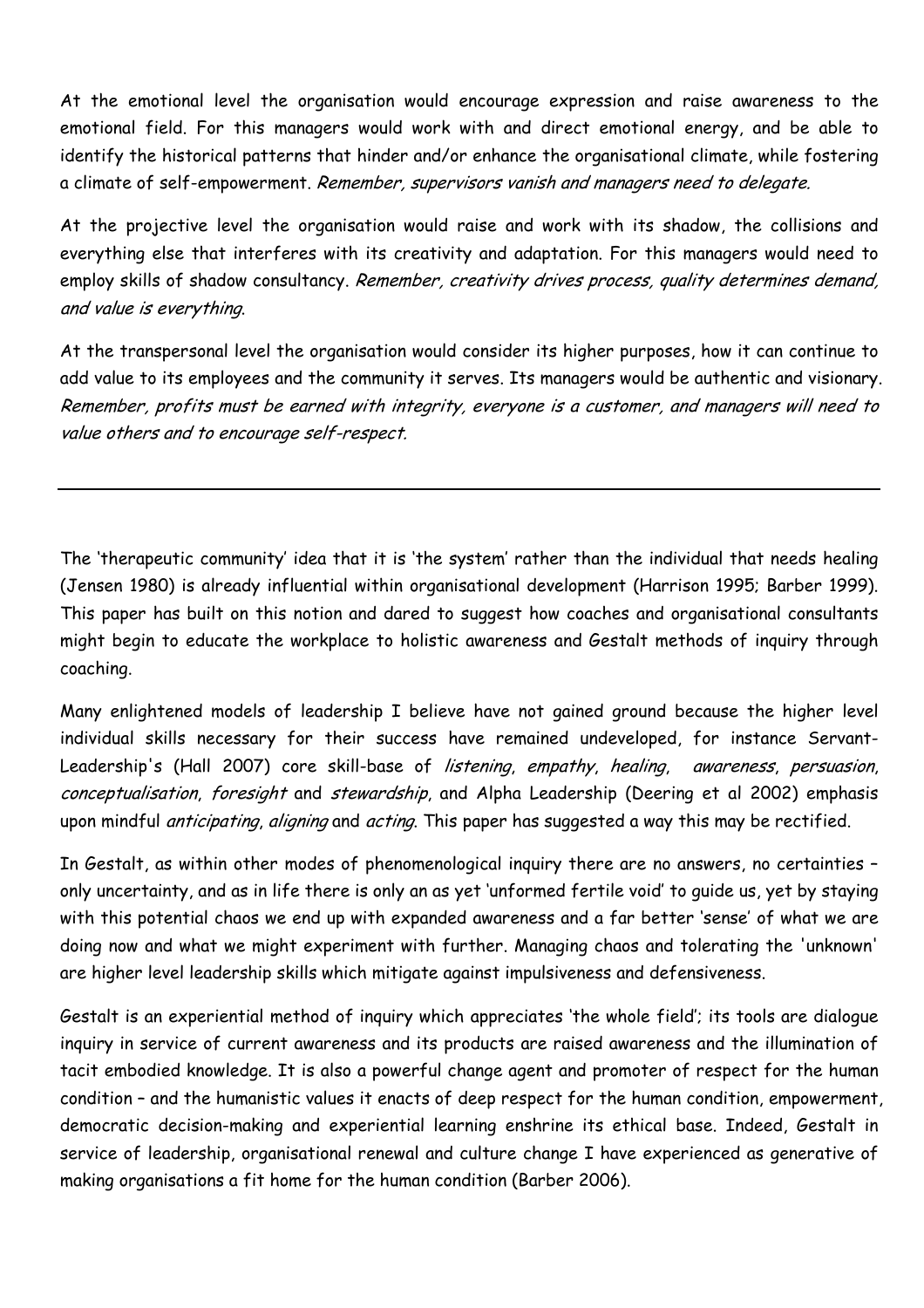At the emotional level the organisation would encourage expression and raise awareness to the emotional field. For this managers would work with and direct emotional energy, and be able to identify the historical patterns that hinder and/or enhance the organisational climate, while fostering a climate of self-empowerment. *Remember, supervisors vanish and managers need to delegate.*

At the projective level the organisation would raise and work with its shadow, the collisions and everything else that interferes with its creativity and adaptation. For this managers would need to employ skills of shadow consultancy. *Remember, creativity drives process, quality determines demand, and value is everything.*

At the transpersonal level the organisation would consider its higher purposes, how it can continue to add value to its employees and the community it serves. Its managers would be authentic and visionary. *Remember, profits must be earned with integrity, everyone is a customer, and managers will need to value others and to encourage self-respect.*

---

The 'therapeutic community' idea that it is 'the system' rather than the individual that needs healing (Jensen 1980) is already influential within organisational development (Harrison 1995; Barber 1999). This paper has built on this notion and dared to suggest how coaches and organisational consultants might begin to educate the workplace to holistic awareness and Gestalt methods of inquiry through coaching.

Many enlightened models of leadership I believe have not gained ground because the higher level individual skills necessary for their success have remained undeveloped, for instance Servant-Leadership's (Hall 2007) core skill-base of *listening*, *empathy*, *healing*, *awareness*, *persuasion*, *conceptualisation*, *foresight* and *stewardship*, and Alpha Leadership (Deering et al 2002) emphasis upon mindful *anticipating*, *aligning* and *acting*. This paper has suggested a way this may be rectified.

In Gestalt, as within other modes of phenomenological inquiry there are no answers, no certainties – only uncertainty, and as in life there is only an as yet 'unformed fertile void' to guide us, yet by staying with this potential chaos we end up with expanded awareness and a far better 'sense' of what we are doing now and what we might experiment with further. Managing chaos and tolerating the 'unknown' are higher level leadership skills which mitigate against impulsiveness and defensiveness.

Gestalt is an experiential method of inquiry which appreciates 'the whole field'; its tools are dialogue inquiry in service of current awareness and its products are raised awareness and the illumination of tacit embodied knowledge. It is also a powerful change agent and promoter of respect for the human condition – and the humanistic values it enacts of deep respect for the human condition, empowerment, democratic decision-making and experiential learning enshrine its ethical base. Indeed, Gestalt in service of leadership, organisational renewal and culture change I have experienced as generative of making organisations a fit home for the human condition (Barber 2006).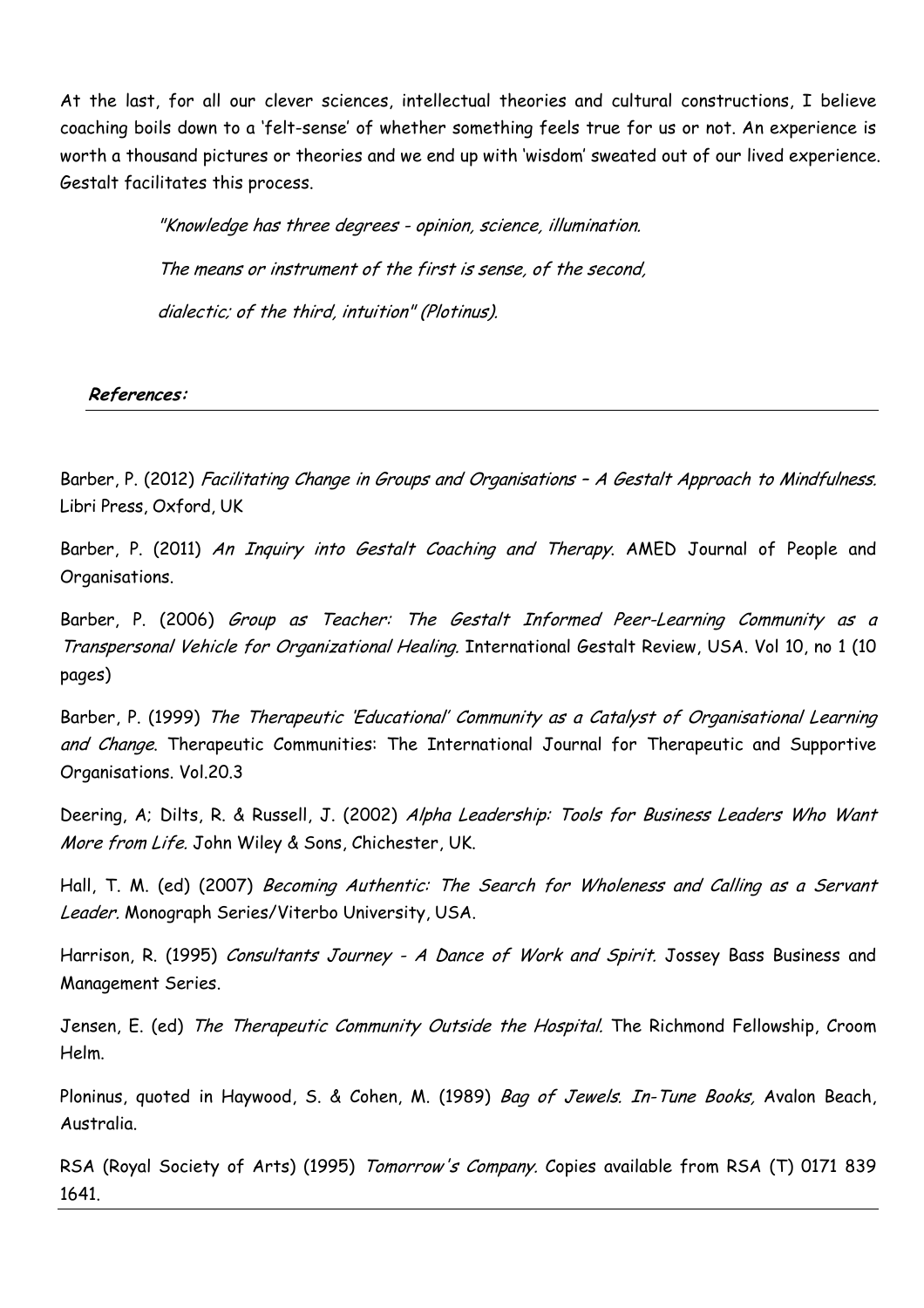At the last, for all our clever sciences, intellectual theories and cultural constructions, I believe coaching boils down to a 'felt-sense' of whether something feels true for us or not. An experience is worth a thousand pictures or theories and we end up with 'wisdom' sweated out of our lived experience. Gestalt facilitates this process.

> *"Knowledge has three degrees - opinion, science, illumination.*
>
> *The means or instrument of the first is sense, of the second,*
>
> *dialectic; of the third, intuition" (Plotinus).*

## ***References:***

Barber, P. (2012) *Facilitating Change in Groups and Organisations – A Gestalt Approach to Mindfulness.* Libri Press, Oxford, UK

Barber, P. (2011) *An Inquiry into Gestalt Coaching and Therapy*. AMED Journal of People and Organisations.

Barber, P. (2006) *Group as Teacher: The Gestalt Informed Peer-Learning Community as a Transpersonal Vehicle for Organizational Healing.* International Gestalt Review, USA. Vol 10, no 1 (10 pages)

Barber, P. (1999) *The Therapeutic 'Educational' Community as a Catalyst of Organisational Learning and Change*. Therapeutic Communities: The International Journal for Therapeutic and Supportive Organisations. Vol.20.3

Deering, A; Dilts, R. & Russell, J. (2002) *Alpha Leadership: Tools for Business Leaders Who Want More from Life.* John Wiley & Sons, Chichester, UK.

Hall, T. M. (ed) (2007) *Becoming Authentic: The Search for Wholeness and Calling as a Servant Leader.* Monograph Series/Viterbo University, USA.

Harrison, R. (1995) *Consultants Journey - A Dance of Work and Spirit.* Jossey Bass Business and Management Series.

Jensen, E. (ed) *The Therapeutic Community Outside the Hospital.* The Richmond Fellowship, Croom Helm.

Ploninus, quoted in Haywood, S. & Cohen, M. (1989) *Bag of Jewels. In-Tune Books,* Avalon Beach, Australia.

RSA (Royal Society of Arts) (1995) *Tomorrow's Company.* Copies available from RSA (T) 0171 839 1641.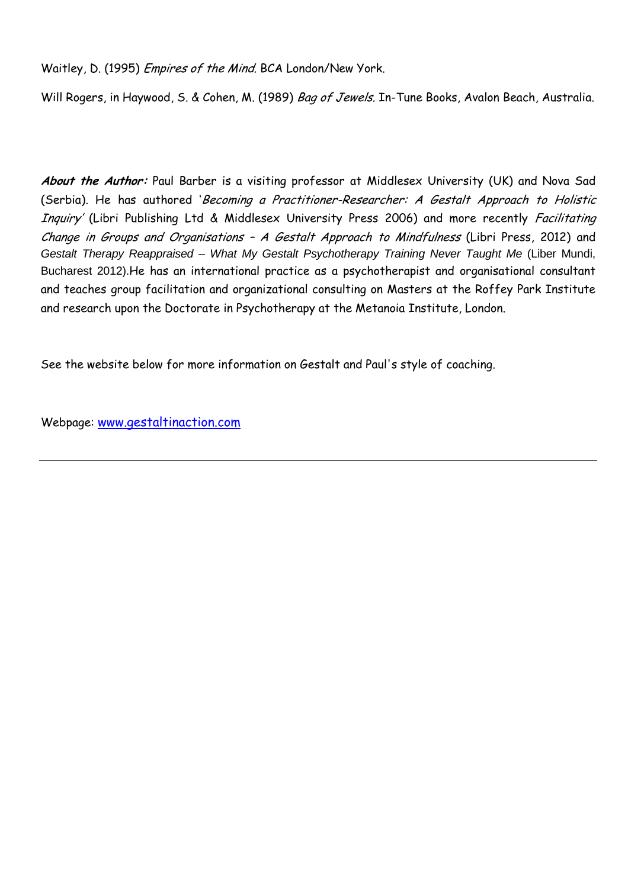Waitley, D. (1995) *Empires of the Mind.* BCA London/New York.

Will Rogers, in Haywood, S. & Cohen, M. (1989) *Bag of Jewels.* In-Tune Books, Avalon Beach, Australia.

***About the Author:*** Paul Barber is a visiting professor at Middlesex University (UK) and Nova Sad (Serbia). He has authored '*Becoming a Practitioner-Researcher: A Gestalt Approach to Holistic Inquiry*' (Libri Publishing Ltd & Middlesex University Press 2006) and more recently *Facilitating Change in Groups and Organisations – A Gestalt Approach to Mindfulness* (Libri Press, 2012) and *Gestalt Therapy Reappraised – What My Gestalt Psychotherapy Training Never Taught Me* (Liber Mundi, Bucharest 2012).He has an international practice as a psychotherapist and organisational consultant and teaches group facilitation and organizational consulting on Masters at the Roffey Park Institute and research upon the Doctorate in Psychotherapy at the Metanoia Institute, London.

See the website below for more information on Gestalt and Paul's style of coaching.

Webpage: www.gestaltinaction.com

---